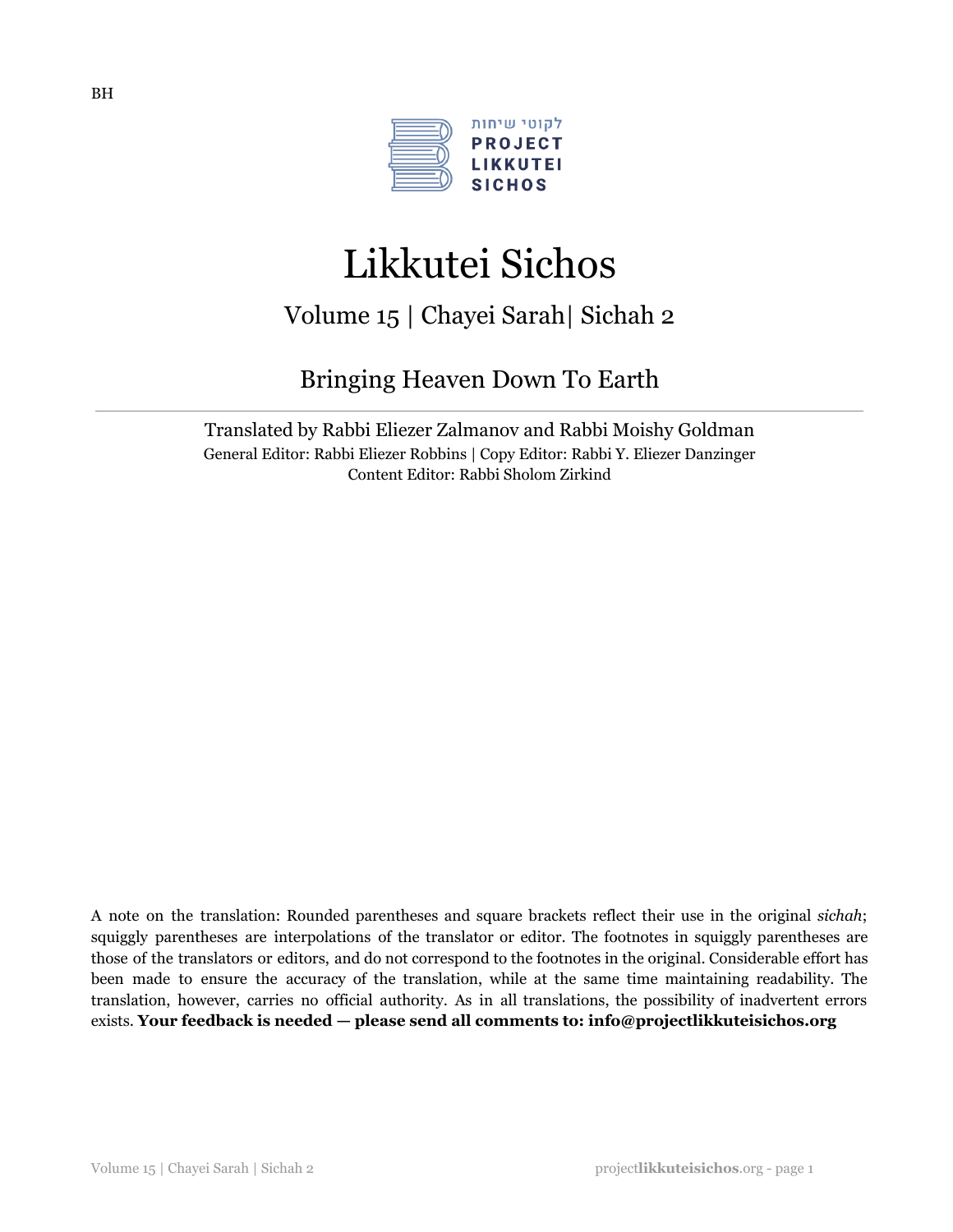BH

לקוטי שיחות
PROJECT
LIKKUTEI
SICHOS

# Likkutei Sichos

## Volume 15 | Chayei Sarah| Sichah 2

## Bringing Heaven Down To Earth

---

Translated by Rabbi Eliezer Zalmanov and Rabbi Moishy Goldman

General Editor: Rabbi Eliezer Robbins | Copy Editor: Rabbi Y. Eliezer Danzinger

Content Editor: Rabbi Sholom Zirkind

A note on the translation: Rounded parentheses and square brackets reflect their use in the original *sichah*; squiggly parentheses are interpolations of the translator or editor. The footnotes in squiggly parentheses are those of the translators or editors, and do not correspond to the footnotes in the original. Considerable effort has been made to ensure the accuracy of the translation, while at the same time maintaining readability. The translation, however, carries no official authority. As in all translations, the possibility of inadvertent errors exists. **Your feedback is needed — please send all comments to: info@projectlikkuteisichos.org**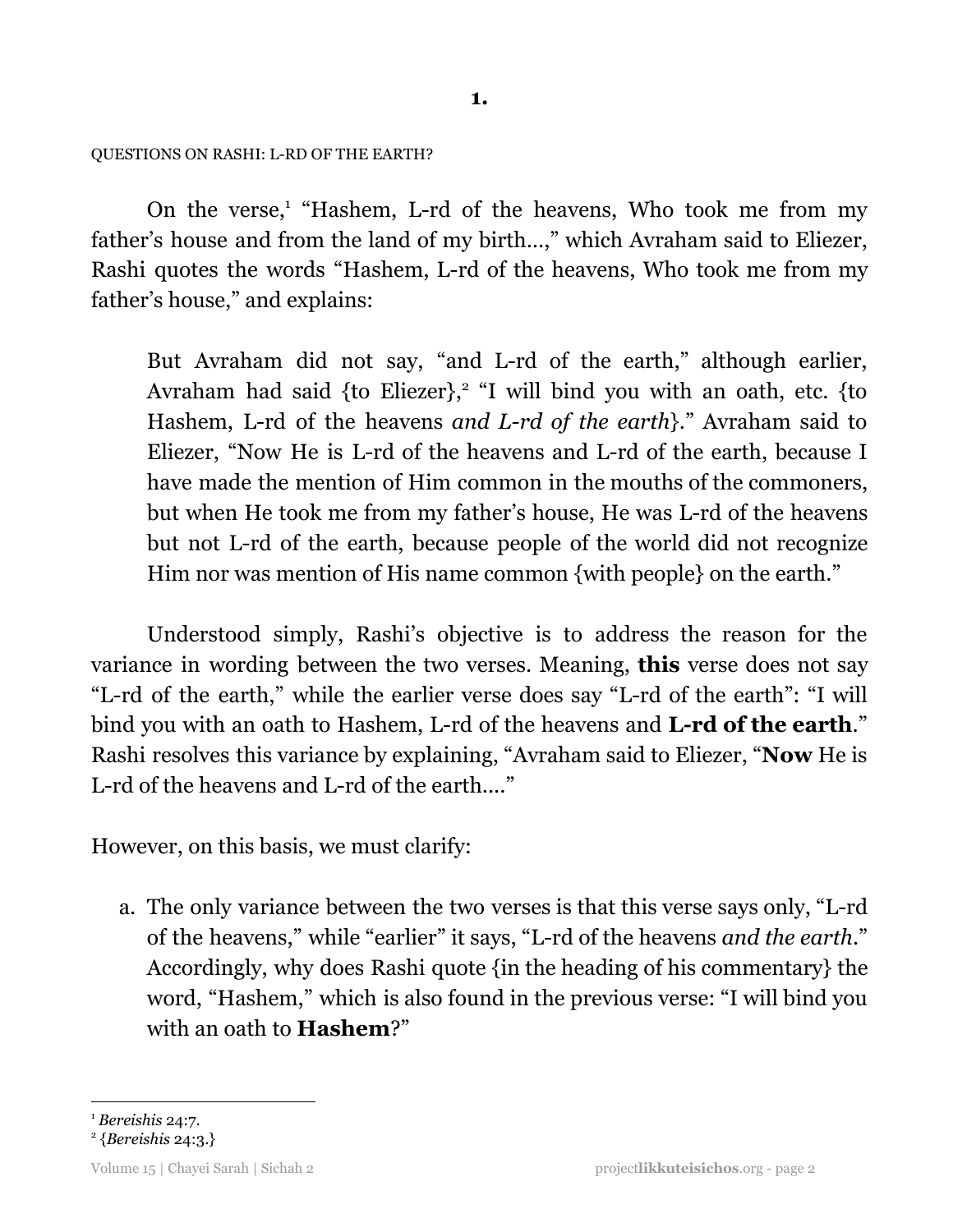# 1.

QUESTIONS ON RASHI: L-RD OF THE EARTH?

On the verse,[1] "Hashem, L-rd of the heavens, Who took me from my father's house and from the land of my birth...," which Avraham said to Eliezer, Rashi quotes the words "Hashem, L-rd of the heavens, Who took me from my father's house," and explains:

> But Avraham did not say, "and L-rd of the earth," although earlier, Avraham had said {to Eliezer},[2] "I will bind you with an oath, etc. {to Hashem, L-rd of the heavens *and L-rd of the earth*}." Avraham said to Eliezer, "Now He is L-rd of the heavens and L-rd of the earth, because I have made the mention of Him common in the mouths of the commoners, but when He took me from my father's house, He was L-rd of the heavens but not L-rd of the earth, because people of the world did not recognize Him nor was mention of His name common {with people} on the earth."

Understood simply, Rashi's objective is to address the reason for the variance in wording between the two verses. Meaning, **this** verse does not say "L-rd of the earth," while the earlier verse does say "L-rd of the earth": "I will bind you with an oath to Hashem, L-rd of the heavens and **L-rd of the earth**." Rashi resolves this variance by explaining, "Avraham said to Eliezer, "**Now** He is L-rd of the heavens and L-rd of the earth...."

However, on this basis, we must clarify:

a. The only variance between the two verses is that this verse says only, "L-rd of the heavens," while "earlier" it says, "L-rd of the heavens *and the earth*." Accordingly, why does Rashi quote {in the heading of his commentary} the word, "Hashem," which is also found in the previous verse: "I will bind you with an oath to **Hashem**?"

---

[1] *Bereishis* 24:7.

[2] {*Bereishis* 24:3.}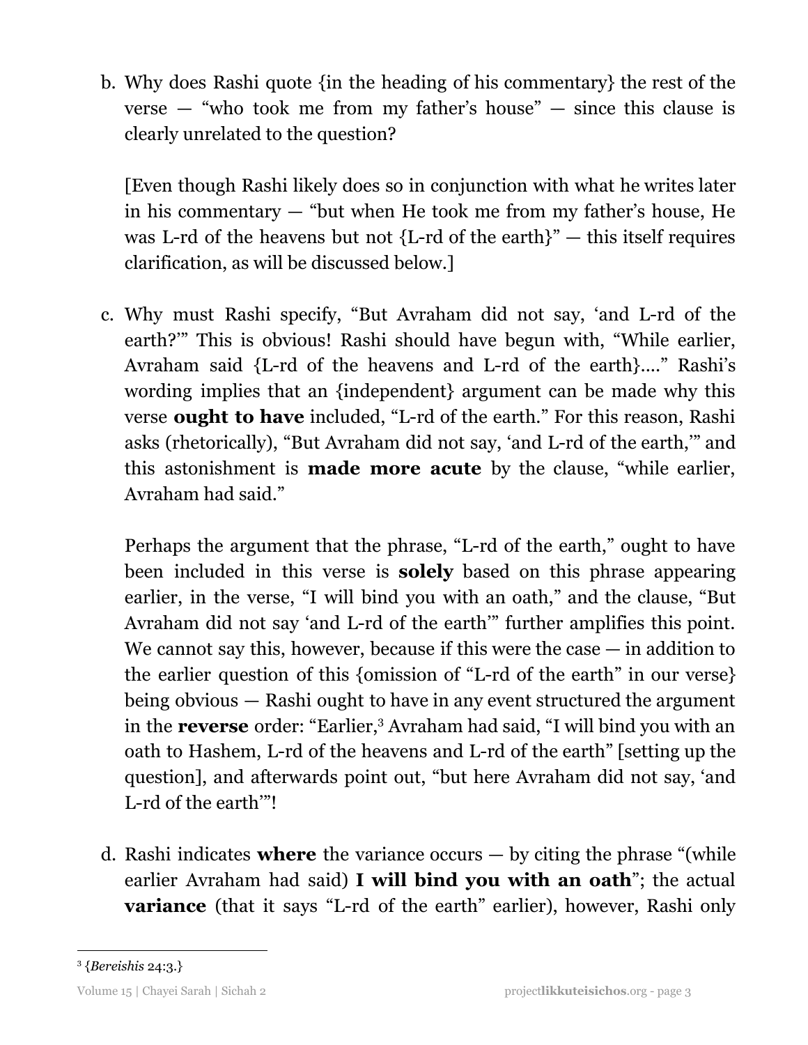b. Why does Rashi quote {in the heading of his commentary} the rest of the verse — "who took me from my father's house" — since this clause is clearly unrelated to the question?

   [Even though Rashi likely does so in conjunction with what he writes later in his commentary — "but when He took me from my father's house, He was L-rd of the heavens but not {L-rd of the earth}" — this itself requires clarification, as will be discussed below.]

c. Why must Rashi specify, "But Avraham did not say, 'and L-rd of the earth?'" This is obvious! Rashi should have begun with, "While earlier, Avraham said {L-rd of the heavens and L-rd of the earth}...." Rashi's wording implies that an {independent} argument can be made why this verse **ought to have** included, "L-rd of the earth." For this reason, Rashi asks (rhetorically), "But Avraham did not say, 'and L-rd of the earth,'" and this astonishment is **made more acute** by the clause, "while earlier, Avraham had said."

   Perhaps the argument that the phrase, "L-rd of the earth," ought to have been included in this verse is **solely** based on this phrase appearing earlier, in the verse, "I will bind you with an oath," and the clause, "But Avraham did not say 'and L-rd of the earth'" further amplifies this point. We cannot say this, however, because if this were the case — in addition to the earlier question of this {omission of "L-rd of the earth" in our verse} being obvious — Rashi ought to have in any event structured the argument in the **reverse** order: "Earlier,[3] Avraham had said, "I will bind you with an oath to Hashem, L-rd of the heavens and L-rd of the earth" [setting up the question], and afterwards point out, "but here Avraham did not say, 'and L-rd of the earth'"!

d. Rashi indicates **where** the variance occurs — by citing the phrase "(while earlier Avraham had said) **I will bind you with an oath**"; the actual **variance** (that it says "L-rd of the earth" earlier), however, Rashi only

---

[3] {*Bereishis* 24:3.}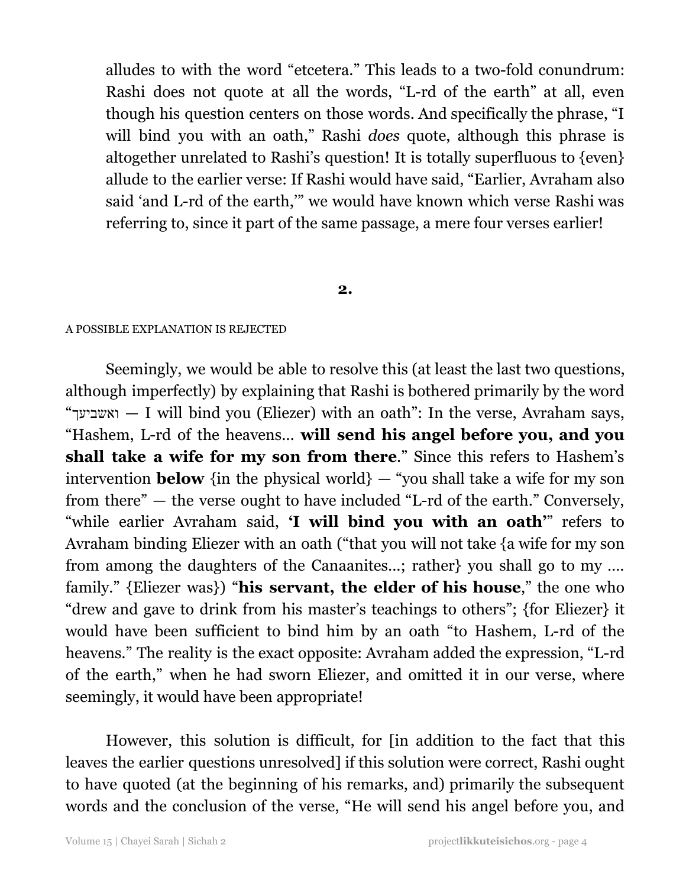alludes to with the word "etcetera." This leads to a two-fold conundrum: Rashi does not quote at all the words, "L-rd of the earth" at all, even though his question centers on those words. And specifically the phrase, "I will bind you with an oath," Rashi *does* quote, although this phrase is altogether unrelated to Rashi's question! It is totally superfluous to {even} allude to the earlier verse: If Rashi would have said, "Earlier, Avraham also said 'and L-rd of the earth,'" we would have known which verse Rashi was referring to, since it part of the same passage, a mere four verses earlier!

## 2.

A POSSIBLE EXPLANATION IS REJECTED

Seemingly, we would be able to resolve this (at least the last two questions, although imperfectly) by explaining that Rashi is bothered primarily by the word "ואשביעך — I will bind you (Eliezer) with an oath": In the verse, Avraham says, "Hashem, L-rd of the heavens… **will send his angel before you, and you shall take a wife for my son from there**." Since this refers to Hashem's intervention **below** {in the physical world} — "you shall take a wife for my son from there" — the verse ought to have included "L-rd of the earth." Conversely, "while earlier Avraham said, **'I will bind you with an oath'**" refers to Avraham binding Eliezer with an oath ("that you will not take {a wife for my son from among the daughters of the Canaanites…; rather} you shall go to my …. family." {Eliezer was}) "**his servant, the elder of his house**," the one who "drew and gave to drink from his master's teachings to others"; {for Eliezer} it would have been sufficient to bind him by an oath "to Hashem, L-rd of the heavens." The reality is the exact opposite: Avraham added the expression, "L-rd of the earth," when he had sworn Eliezer, and omitted it in our verse, where seemingly, it would have been appropriate!

However, this solution is difficult, for [in addition to the fact that this leaves the earlier questions unresolved] if this solution were correct, Rashi ought to have quoted (at the beginning of his remarks, and) primarily the subsequent words and the conclusion of the verse, "He will send his angel before you, and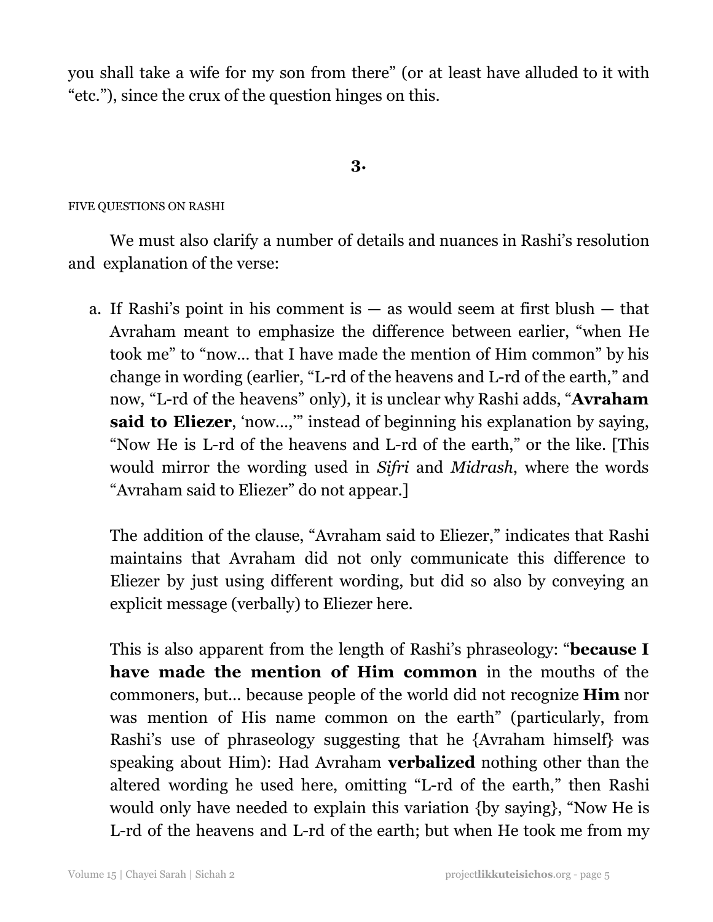you shall take a wife for my son from there" (or at least have alluded to it with "etc."), since the crux of the question hinges on this.

## 3.

FIVE QUESTIONS ON RASHI

We must also clarify a number of details and nuances in Rashi's resolution and explanation of the verse:

a. If Rashi's point in his comment is — as would seem at first blush — that Avraham meant to emphasize the difference between earlier, "when He took me" to "now... that I have made the mention of Him common" by his change in wording (earlier, "L-rd of the heavens and L-rd of the earth," and now, "L-rd of the heavens" only), it is unclear why Rashi adds, "**Avraham said to Eliezer**, 'now...,'" instead of beginning his explanation by saying, "Now He is L-rd of the heavens and L-rd of the earth," or the like. [This would mirror the wording used in *Sifri* and *Midrash*, where the words "Avraham said to Eliezer" do not appear.]

   The addition of the clause, "Avraham said to Eliezer," indicates that Rashi maintains that Avraham did not only communicate this difference to Eliezer by just using different wording, but did so also by conveying an explicit message (verbally) to Eliezer here.

   This is also apparent from the length of Rashi's phraseology: "**because I have made the mention of Him common** in the mouths of the commoners, but... because people of the world did not recognize **Him** nor was mention of His name common on the earth" (particularly, from Rashi's use of phraseology suggesting that he {Avraham himself} was speaking about Him): Had Avraham **verbalized** nothing other than the altered wording he used here, omitting "L-rd of the earth," then Rashi would only have needed to explain this variation {by saying}, "Now He is L-rd of the heavens and L-rd of the earth; but when He took me from my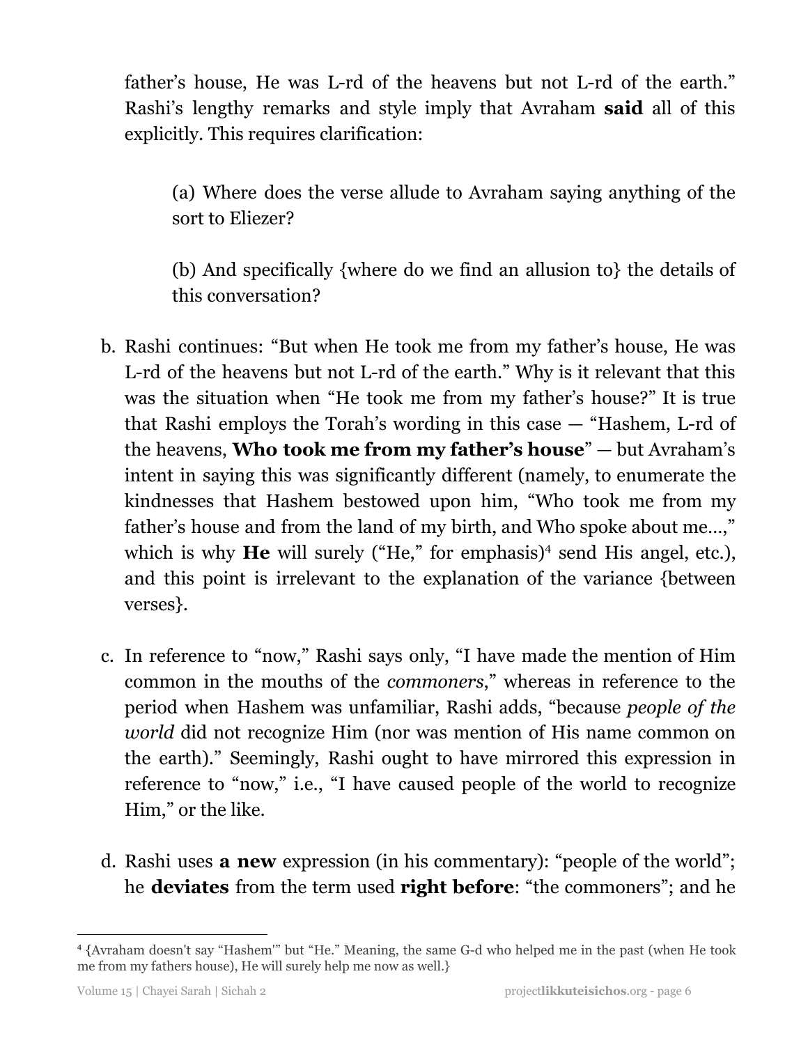father's house, He was L-rd of the heavens but not L-rd of the earth." Rashi's lengthy remarks and style imply that Avraham **said** all of this explicitly. This requires clarification:

> (a) Where does the verse allude to Avraham saying anything of the sort to Eliezer?
>
> (b) And specifically {where do we find an allusion to} the details of this conversation?

b. Rashi continues: "But when He took me from my father's house, He was L-rd of the heavens but not L-rd of the earth." Why is it relevant that this was the situation when "He took me from my father's house?" It is true that Rashi employs the Torah's wording in this case — "Hashem, L-rd of the heavens, **Who took me from my father's house**" — but Avraham's intent in saying this was significantly different (namely, to enumerate the kindnesses that Hashem bestowed upon him, "Who took me from my father's house and from the land of my birth, and Who spoke about me...," which is why **He** will surely ("He," for emphasis)[4] send His angel, etc.), and this point is irrelevant to the explanation of the variance {between verses}.

c. In reference to "now," Rashi says only, "I have made the mention of Him common in the mouths of the *commoners*," whereas in reference to the period when Hashem was unfamiliar, Rashi adds, "because *people of the world* did not recognize Him (nor was mention of His name common on the earth)." Seemingly, Rashi ought to have mirrored this expression in reference to "now," i.e., "I have caused people of the world to recognize Him," or the like.

d. Rashi uses **a new** expression (in his commentary): "people of the world"; he **deviates** from the term used **right before**: "the commoners"; and he

---

[4] {Avraham doesn't say "Hashem'" but "He." Meaning, the same G-d who helped me in the past (when He took me from my fathers house), He will surely help me now as well.}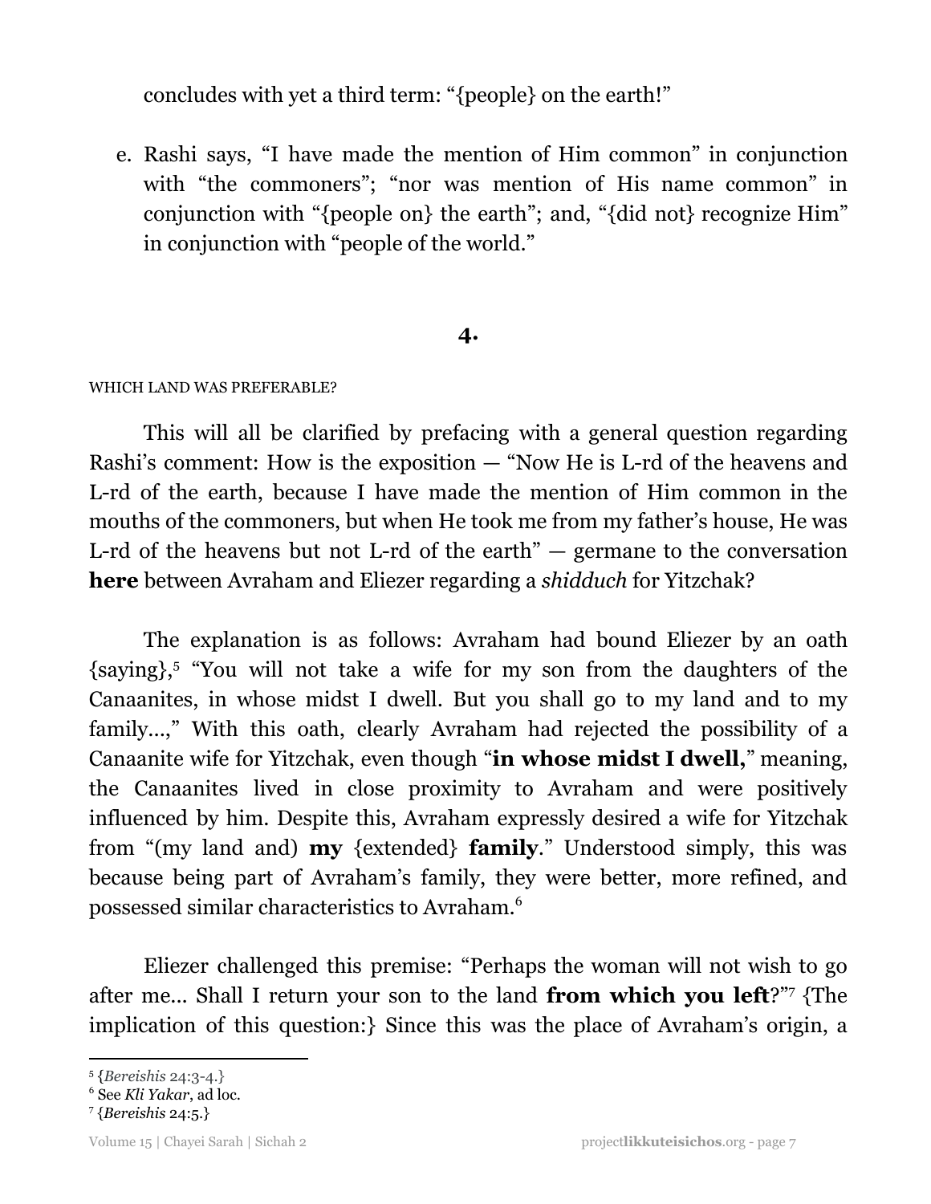concludes with yet a third term: "{people} on the earth!"

e. Rashi says, "I have made the mention of Him common" in conjunction with "the commoners"; "nor was mention of His name common" in conjunction with "{people on} the earth"; and, "{did not} recognize Him" in conjunction with "people of the world."

## 4.

WHICH LAND WAS PREFERABLE?

This will all be clarified by prefacing with a general question regarding Rashi's comment: How is the exposition — "Now He is L-rd of the heavens and L-rd of the earth, because I have made the mention of Him common in the mouths of the commoners, but when He took me from my father's house, He was L-rd of the heavens but not L-rd of the earth" — germane to the conversation **here** between Avraham and Eliezer regarding a *shidduch* for Yitzchak?

The explanation is as follows: Avraham had bound Eliezer by an oath {saying},[5] "You will not take a wife for my son from the daughters of the Canaanites, in whose midst I dwell. But you shall go to my land and to my family...," With this oath, clearly Avraham had rejected the possibility of a Canaanite wife for Yitzchak, even though "**in whose midst I dwell**," meaning, the Canaanites lived in close proximity to Avraham and were positively influenced by him. Despite this, Avraham expressly desired a wife for Yitzchak from "(my land and) **my** {extended} **family**." Understood simply, this was because being part of Avraham's family, they were better, more refined, and possessed similar characteristics to Avraham.[6]

Eliezer challenged this premise: "Perhaps the woman will not wish to go after me... Shall I return your son to the land **from which you left**?"[7] {The implication of this question:} Since this was the place of Avraham's origin, a

---

[5] {*Bereishis* 24:3-4.}
[6] See *Kli Yakar*, ad loc.
[7] {*Bereishis* 24:5.}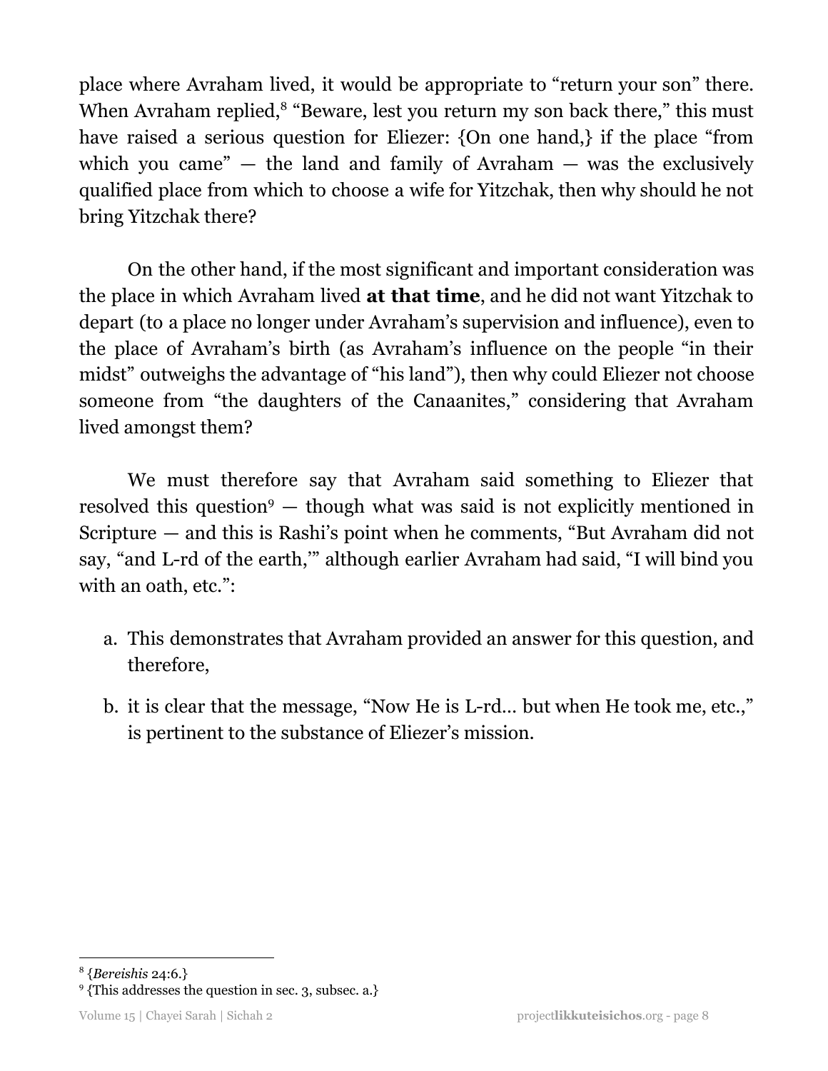place where Avraham lived, it would be appropriate to "return your son" there. When Avraham replied,[8] "Beware, lest you return my son back there," this must have raised a serious question for Eliezer: {On one hand,} if the place "from which you came" — the land and family of Avraham — was the exclusively qualified place from which to choose a wife for Yitzchak, then why should he not bring Yitzchak there?

On the other hand, if the most significant and important consideration was the place in which Avraham lived **at that time**, and he did not want Yitzchak to depart (to a place no longer under Avraham's supervision and influence), even to the place of Avraham's birth (as Avraham's influence on the people "in their midst" outweighs the advantage of "his land"), then why could Eliezer not choose someone from "the daughters of the Canaanites," considering that Avraham lived amongst them?

We must therefore say that Avraham said something to Eliezer that resolved this question[9] — though what was said is not explicitly mentioned in Scripture — and this is Rashi's point when he comments, "But Avraham did not say, "and L-rd of the earth,'" although earlier Avraham had said, "I will bind you with an oath, etc.":

a. This demonstrates that Avraham provided an answer for this question, and therefore,

b. it is clear that the message, "Now He is L-rd… but when He took me, etc.," is pertinent to the substance of Eliezer's mission.

---

[8] {*Bereishis* 24:6.}

[9] {This addresses the question in sec. 3, subsec. a.}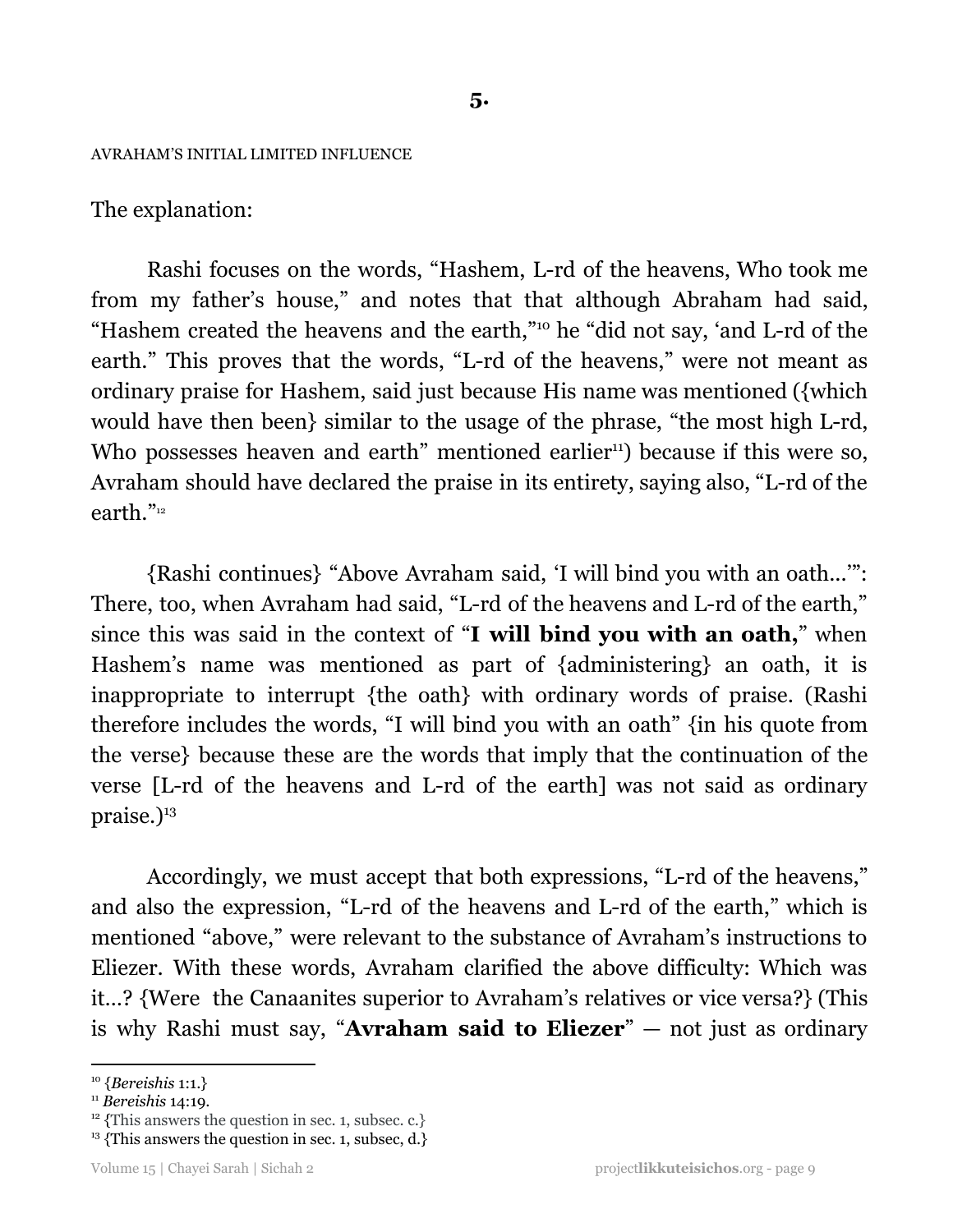**5.**

AVRAHAM'S INITIAL LIMITED INFLUENCE

The explanation:

Rashi focuses on the words, "Hashem, L-rd of the heavens, Who took me from my father's house," and notes that that although Abraham had said, "Hashem created the heavens and the earth,"[10] he "did not say, 'and L-rd of the earth." This proves that the words, "L-rd of the heavens," were not meant as ordinary praise for Hashem, said just because His name was mentioned ({which would have then been} similar to the usage of the phrase, "the most high L-rd, Who possesses heaven and earth" mentioned earlier[11]) because if this were so, Avraham should have declared the praise in its entirety, saying also, "L-rd of the earth."[12]

{Rashi continues} "Above Avraham said, 'I will bind you with an oath...'": There, too, when Avraham had said, "L-rd of the heavens and L-rd of the earth," since this was said in the context of "**I will bind you with an oath,**" when Hashem's name was mentioned as part of {administering} an oath, it is inappropriate to interrupt {the oath} with ordinary words of praise. (Rashi therefore includes the words, "I will bind you with an oath" {in his quote from the verse} because these are the words that imply that the continuation of the verse [L-rd of the heavens and L-rd of the earth] was not said as ordinary praise.)[13]

Accordingly, we must accept that both expressions, "L-rd of the heavens," and also the expression, "L-rd of the heavens and L-rd of the earth," which is mentioned "above," were relevant to the substance of Avraham's instructions to Eliezer. With these words, Avraham clarified the above difficulty: Which was it...? {Were the Canaanites superior to Avraham's relatives or vice versa?} (This is why Rashi must say, "**Avraham said to Eliezer**" — not just as ordinary

---

[10] {*Bereishis* 1:1.}

[11] *Bereishis* 14:19.

[12] {This answers the question in sec. 1, subsec. c.}

[13] {This answers the question in sec. 1, subsec, d.}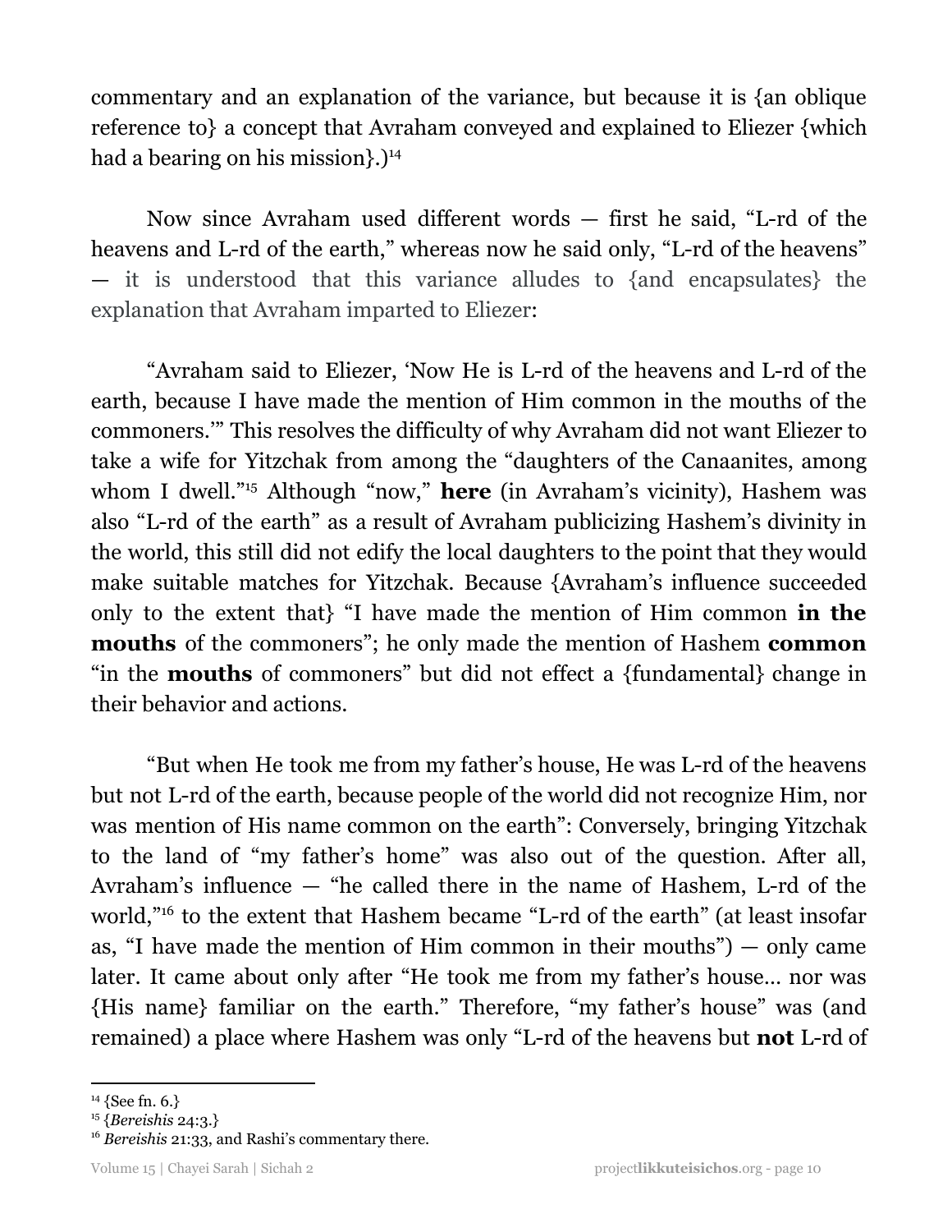commentary and an explanation of the variance, but because it is {an oblique reference to} a concept that Avraham conveyed and explained to Eliezer {which had a bearing on his mission}.)[14]

Now since Avraham used different words — first he said, "L-rd of the heavens and L-rd of the earth," whereas now he said only, "L-rd of the heavens" — it is understood that this variance alludes to {and encapsulates} the explanation that Avraham imparted to Eliezer:

"Avraham said to Eliezer, 'Now He is L-rd of the heavens and L-rd of the earth, because I have made the mention of Him common in the mouths of the commoners.'" This resolves the difficulty of why Avraham did not want Eliezer to take a wife for Yitzchak from among the "daughters of the Canaanites, among whom I dwell."[15] Although "now," **here** (in Avraham's vicinity), Hashem was also "L-rd of the earth" as a result of Avraham publicizing Hashem's divinity in the world, this still did not edify the local daughters to the point that they would make suitable matches for Yitzchak. Because {Avraham's influence succeeded only to the extent that} "I have made the mention of Him common **in the mouths** of the commoners"; he only made the mention of Hashem **common** "in the **mouths** of commoners" but did not effect a {fundamental} change in their behavior and actions.

"But when He took me from my father's house, He was L-rd of the heavens but not L-rd of the earth, because people of the world did not recognize Him, nor was mention of His name common on the earth": Conversely, bringing Yitzchak to the land of "my father's home" was also out of the question. After all, Avraham's influence — "he called there in the name of Hashem, L-rd of the world,"[16] to the extent that Hashem became "L-rd of the earth" (at least insofar as, "I have made the mention of Him common in their mouths") — only came later. It came about only after "He took me from my father's house... nor was {His name} familiar on the earth." Therefore, "my father's house" was (and remained) a place where Hashem was only "L-rd of the heavens but **not** L-rd of

---

[14] {See fn. 6.}

[15] {*Bereishis* 24:3.}

[16] *Bereishis* 21:33, and Rashi's commentary there.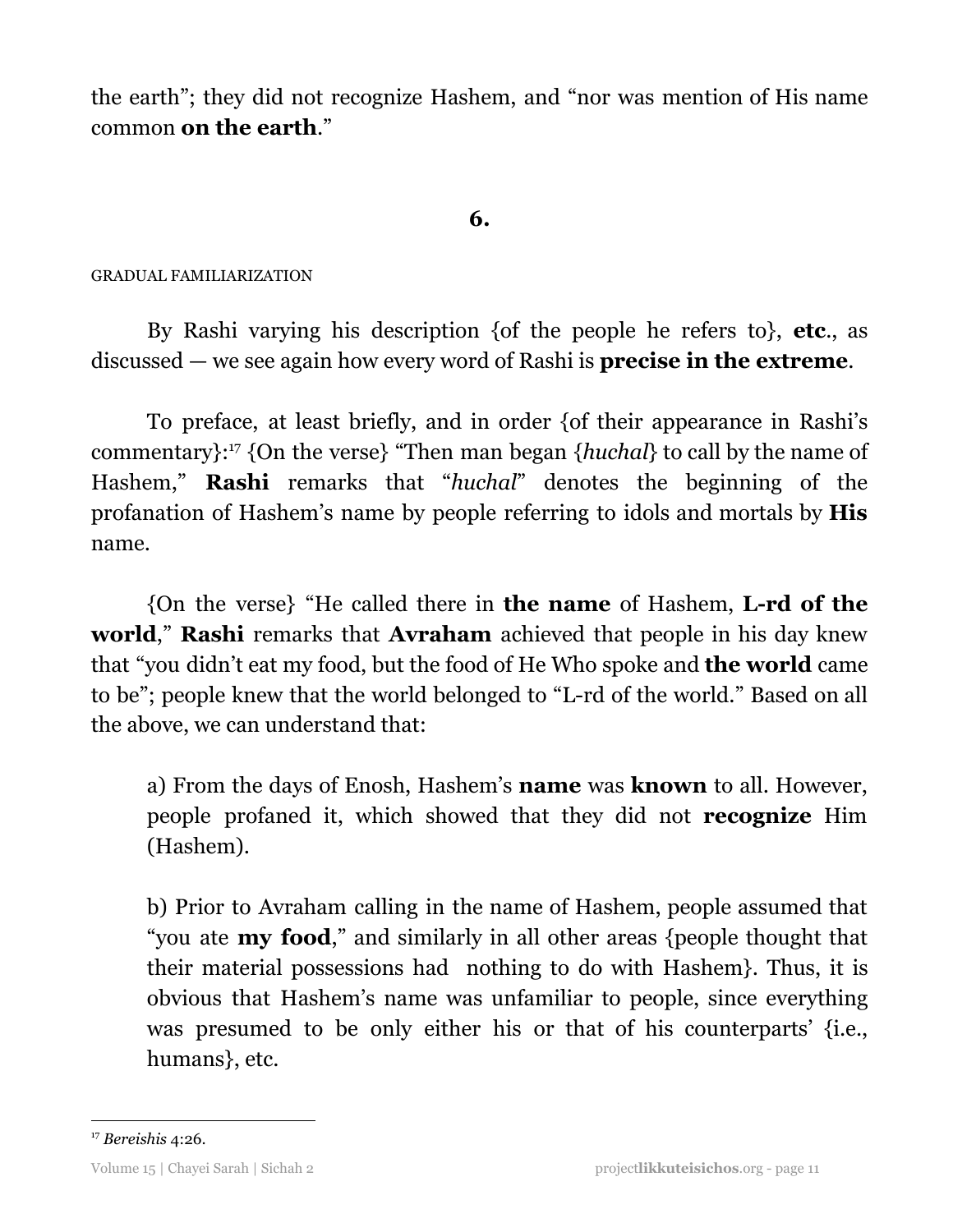the earth"; they did not recognize Hashem, and "nor was mention of His name common **on the earth**."

## 6.

GRADUAL FAMILIARIZATION

By Rashi varying his description {of the people he refers to}, **etc**., as discussed — we see again how every word of Rashi is **precise in the extreme**.

To preface, at least briefly, and in order {of their appearance in Rashi's commentary}:[17] {On the verse} "Then man began {*huchal*} to call by the name of Hashem," **Rashi** remarks that "*huchal*" denotes the beginning of the profanation of Hashem's name by people referring to idols and mortals by **His** name.

{On the verse} "He called there in **the name** of Hashem, **L-rd of the world**," **Rashi** remarks that **Avraham** achieved that people in his day knew that "you didn't eat my food, but the food of He Who spoke and **the world** came to be"; people knew that the world belonged to "L-rd of the world." Based on all the above, we can understand that:

> a) From the days of Enosh, Hashem's **name** was **known** to all. However, people profaned it, which showed that they did not **recognize** Him (Hashem).
>
> b) Prior to Avraham calling in the name of Hashem, people assumed that "you ate **my food**," and similarly in all other areas {people thought that their material possessions had nothing to do with Hashem}. Thus, it is obvious that Hashem's name was unfamiliar to people, since everything was presumed to be only either his or that of his counterparts' {i.e., humans}, etc.

---

[17] *Bereishis* 4:26.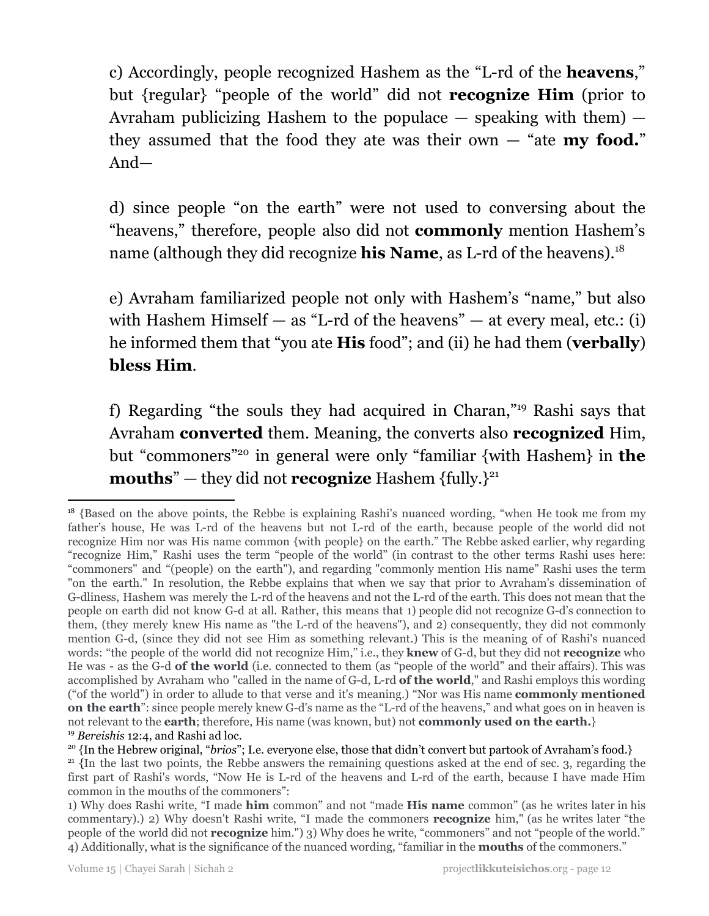c) Accordingly, people recognized Hashem as the "L-rd of the **heavens**," but {regular} "people of the world" did not **recognize Him** (prior to Avraham publicizing Hashem to the populace — speaking with them) — they assumed that the food they ate was their own — "ate **my food.**" And—

d) since people "on the earth" were not used to conversing about the "heavens," therefore, people also did not **commonly** mention Hashem's name (although they did recognize **his Name**, as L-rd of the heavens).[18]

e) Avraham familiarized people not only with Hashem's "name," but also with Hashem Himself — as "L-rd of the heavens" — at every meal, etc.: (i) he informed them that "you ate **His** food"; and (ii) he had them (**verbally**) **bless Him**.

f) Regarding "the souls they had acquired in Charan,"[19] Rashi says that Avraham **converted** them. Meaning, the converts also **recognized** Him, but "commoners"[20] in general were only "familiar {with Hashem} in **the mouths**" — they did not **recognize** Hashem {fully.}[21]

---

[18] {Based on the above points, the Rebbe is explaining Rashi's nuanced wording, "when He took me from my father's house, He was L-rd of the heavens but not L-rd of the earth, because people of the world did not recognize Him nor was His name common {with people} on the earth." The Rebbe asked earlier, why regarding "recognize Him," Rashi uses the term "people of the world" (in contrast to the other terms Rashi uses here: "commoners" and "(people) on the earth"), and regarding "commonly mention His name" Rashi uses the term "on the earth." In resolution, the Rebbe explains that when we say that prior to Avraham's dissemination of G-dliness, Hashem was merely the L-rd of the heavens and not the L-rd of the earth. This does not mean that the people on earth did not know G-d at all. Rather, this means that 1) people did not recognize G-d's connection to them, (they merely knew His name as "the L-rd of the heavens"), and 2) consequently, they did not commonly mention G-d, (since they did not see Him as something relevant.) This is the meaning of of Rashi's nuanced words: "the people of the world did not recognize Him," i.e., they **knew** of G-d, but they did not **recognize** who He was - as the G-d **of the world** (i.e. connected to them (as "people of the world" and their affairs). This was accomplished by Avraham who "called in the name of G-d, L-rd **of the world**," and Rashi employs this wording ("of the world") in order to allude to that verse and it's meaning.) "Nor was His name **commonly mentioned on the earth**": since people merely knew G-d's name as the "L-rd of the heavens," and what goes on in heaven is not relevant to the **earth**; therefore, His name (was known, but) not **commonly used on the earth.**}

[19] *Bereishis* 12:4, and Rashi ad loc.

[20] {In the Hebrew original, "*brios*"; I.e. everyone else, those that didn't convert but partook of Avraham's food.}

[21] {In the last two points, the Rebbe answers the remaining questions asked at the end of sec. 3, regarding the first part of Rashi's words, "Now He is L-rd of the heavens and L-rd of the earth, because I have made Him common in the mouths of the commoners":

1) Why does Rashi write, "I made **him** common" and not "made **His name** common" (as he writes later in his commentary).) 2) Why doesn't Rashi write, "I made the commoners **recognize** him," (as he writes later "the people of the world did not **recognize** him.") 3) Why does he write, "commoners" and not "people of the world." 4) Additionally, what is the significance of the nuanced wording, "familiar in the **mouths** of the commoners."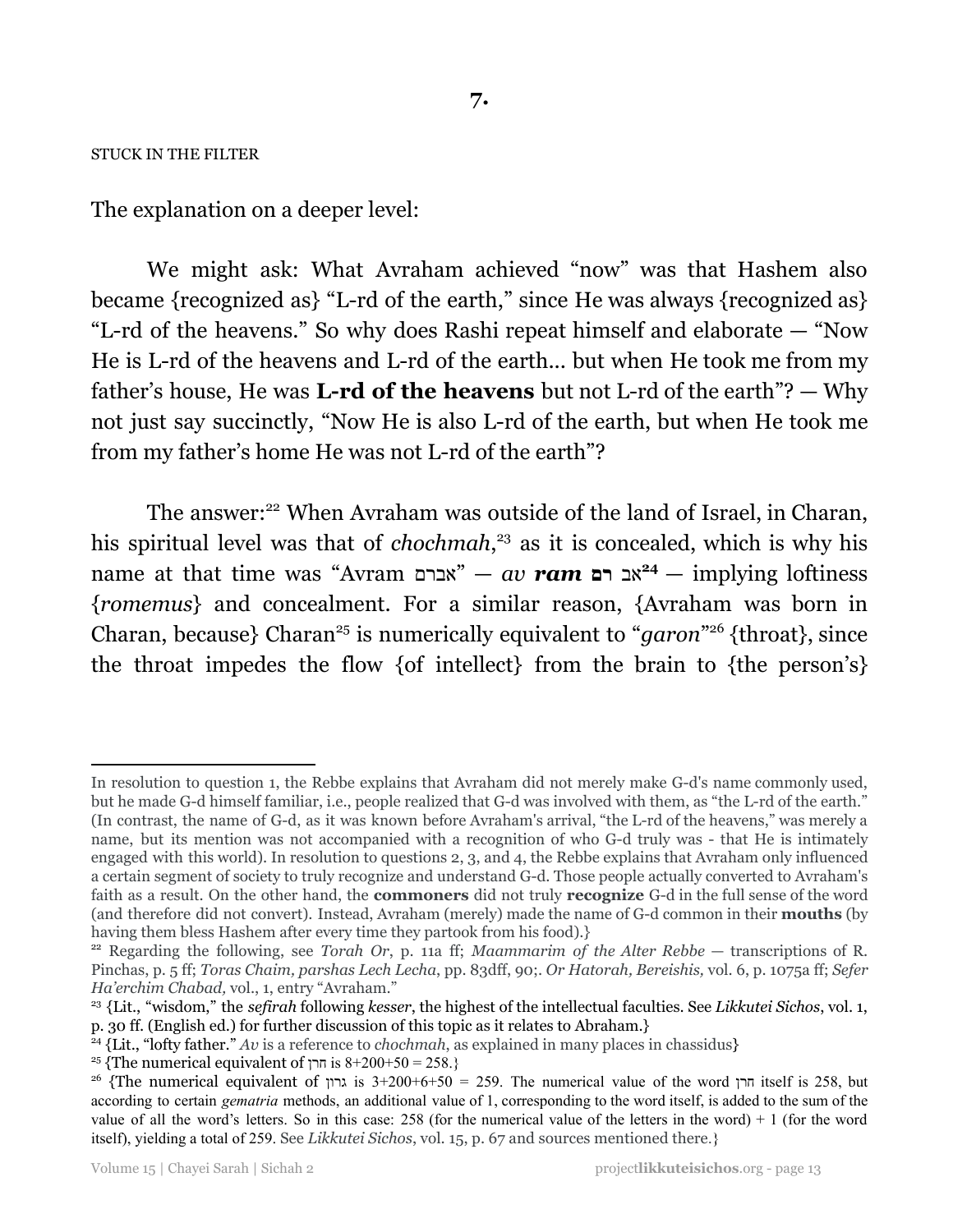## 7.

STUCK IN THE FILTER

The explanation on a deeper level:

We might ask: What Avraham achieved "now" was that Hashem also became {recognized as} "L-rd of the earth," since He was always {recognized as} "L-rd of the heavens." So why does Rashi repeat himself and elaborate — "Now He is L-rd of the heavens and L-rd of the earth... but when He took me from my father's house, He was **L-rd of the heavens** but not L-rd of the earth"? — Why not just say succinctly, "Now He is also L-rd of the earth, but when He took me from my father's home He was not L-rd of the earth"?

The answer:[22] When Avraham was outside of the land of Israel, in Charan, his spiritual level was that of *chochmah*,[23] as it is concealed, which is why his name at that time was "Avram אברם" — *av **ram*** **אב רם**[24] — implying loftiness {*romemus*} and concealment. For a similar reason, {Avraham was born in Charan, because} Charan[25] is numerically equivalent to "*garon*"[26] {throat}, since the throat impedes the flow {of intellect} from the brain to {the person's}

---

In resolution to question 1, the Rebbe explains that Avraham did not merely make G-d's name commonly used, but he made G-d himself familiar, i.e., people realized that G-d was involved with them, as "the L-rd of the earth." (In contrast, the name of G-d, as it was known before Avraham's arrival, "the L-rd of the heavens," was merely a name, but its mention was not accompanied with a recognition of who G-d truly was - that He is intimately engaged with this world). In resolution to questions 2, 3, and 4, the Rebbe explains that Avraham only influenced a certain segment of society to truly recognize and understand G-d. Those people actually converted to Avraham's faith as a result. On the other hand, the **commoners** did not truly **recognize** G-d in the full sense of the word (and therefore did not convert). Instead, Avraham (merely) made the name of G-d common in their **mouths** (by having them bless Hashem after every time they partook from his food).}

[22] Regarding the following, see *Torah Or*, p. 11a ff; *Maammarim of the Alter Rebbe* — transcriptions of R. Pinchas, p. 5 ff; *Toras Chaim, parshas Lech Lecha*, pp. 83dff, 90;. *Or Hatorah, Bereishis*, vol. 6, p. 1075a ff; *Sefer Ha'erchim Chabad*, vol., 1, entry "Avraham."

[23] {Lit., "wisdom," the *sefirah* following *kesser*, the highest of the intellectual faculties. See *Likkutei Sichos*, vol. 1, p. 30 ff. (English ed.) for further discussion of this topic as it relates to Abraham.}

[24] {Lit., "lofty father." *Av* is a reference to *chochmah*, as explained in many places in chassidus}

[25] {The numerical equivalent of חרן is 8+200+50 = 258.}

[26] {The numerical equivalent of גרון is 3+200+6+50 = 259. The numerical value of the word חרן itself is 258, but according to certain *gematria* methods, an additional value of 1, corresponding to the word itself, is added to the sum of the value of all the word's letters. So in this case: 258 (for the numerical value of the letters in the word) + 1 (for the word itself), yielding a total of 259. See *Likkutei Sichos*, vol. 15, p. 67 and sources mentioned there.}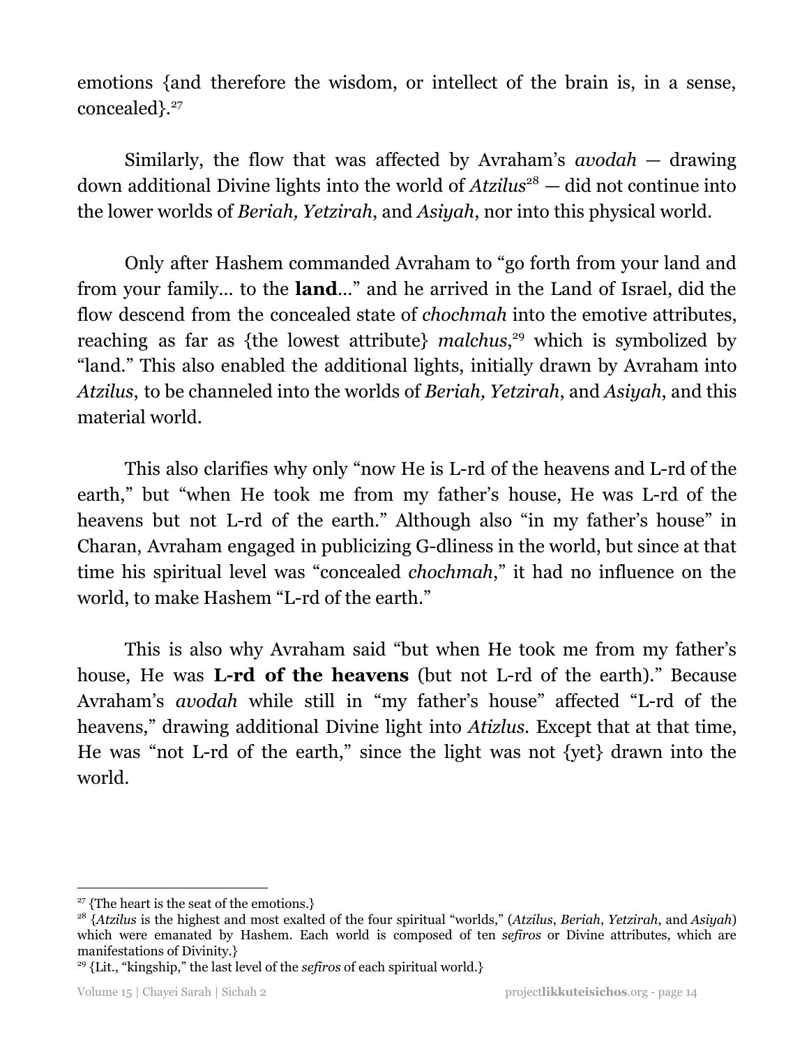emotions {and therefore the wisdom, or intellect of the brain is, in a sense, concealed}.[27]

Similarly, the flow that was affected by Avraham's *avodah* — drawing down additional Divine lights into the world of *Atzilus*[28] — did not continue into the lower worlds of *Beriah, Yetzirah*, and *Asiyah*, nor into this physical world.

Only after Hashem commanded Avraham to "go forth from your land and from your family… to the **land**…" and he arrived in the Land of Israel, did the flow descend from the concealed state of *chochmah* into the emotive attributes, reaching as far as {the lowest attribute} *malchus*,[29] which is symbolized by "land." This also enabled the additional lights, initially drawn by Avraham into *Atzilus*, to be channeled into the worlds of *Beriah, Yetzirah*, and *Asiyah*, and this material world.

This also clarifies why only "now He is L-rd of the heavens and L-rd of the earth," but "when He took me from my father's house, He was L-rd of the heavens but not L-rd of the earth." Although also "in my father's house" in Charan, Avraham engaged in publicizing G-dliness in the world, but since at that time his spiritual level was "concealed *chochmah*," it had no influence on the world, to make Hashem "L-rd of the earth."

This is also why Avraham said "but when He took me from my father's house, He was **L-rd of the heavens** (but not L-rd of the earth)." Because Avraham's *avodah* while still in "my father's house" affected "L-rd of the heavens," drawing additional Divine light into *Atizlus*. Except that at that time, He was "not L-rd of the earth," since the light was not {yet} drawn into the world.

---

[27] {The heart is the seat of the emotions.}

[28] {*Atzilus* is the highest and most exalted of the four spiritual "worlds," (*Atzilus*, *Beriah*, *Yetzirah*, and *Asiyah*) which were emanated by Hashem. Each world is composed of ten *sefiros* or Divine attributes, which are manifestations of Divinity.}

[29] {Lit., "kingship," the last level of the *sefiros* of each spiritual world.}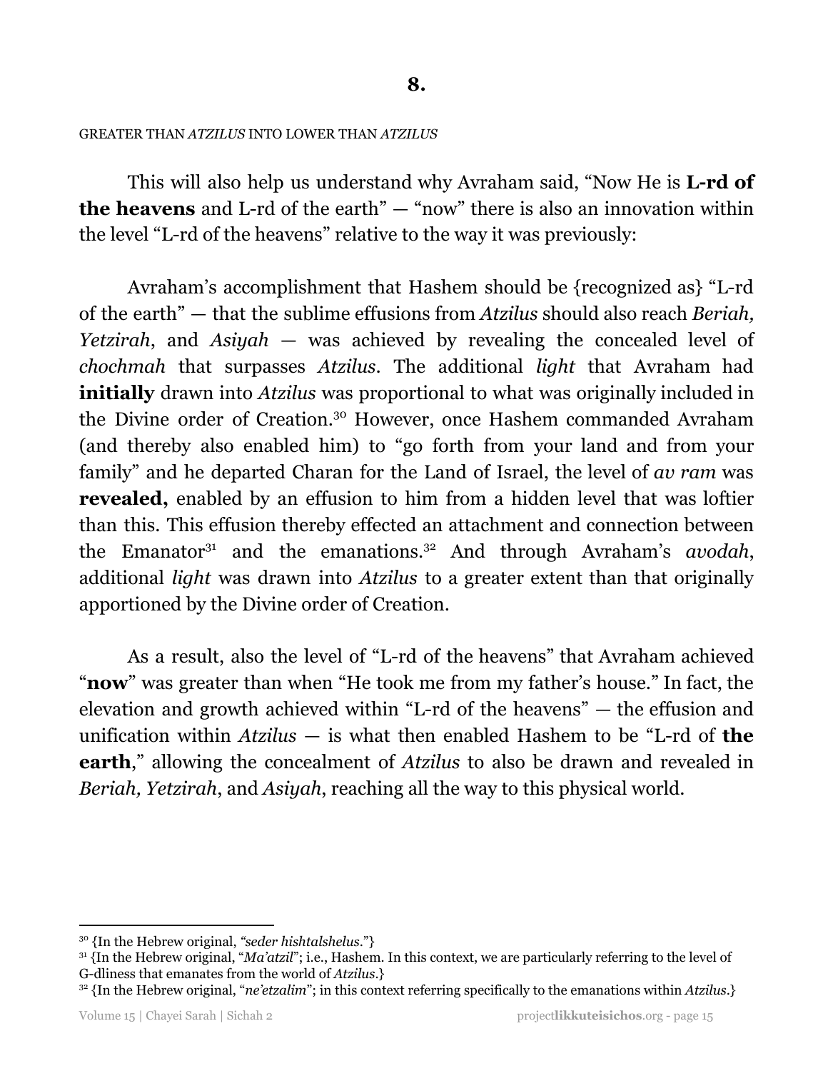## 8.

GREATER THAN *ATZILUS* INTO LOWER THAN *ATZILUS*

This will also help us understand why Avraham said, "Now He is **L-rd of the heavens** and L-rd of the earth" — "now" there is also an innovation within the level "L-rd of the heavens" relative to the way it was previously:

Avraham's accomplishment that Hashem should be {recognized as} "L-rd of the earth" — that the sublime effusions from *Atzilus* should also reach *Beriah, Yetzirah*, and *Asiyah* — was achieved by revealing the concealed level of *chochmah* that surpasses *Atzilus*. The additional *light* that Avraham had **initially** drawn into *Atzilus* was proportional to what was originally included in the Divine order of Creation.[30] However, once Hashem commanded Avraham (and thereby also enabled him) to "go forth from your land and from your family" and he departed Charan for the Land of Israel, the level of *av ram* was **revealed,** enabled by an effusion to him from a hidden level that was loftier than this. This effusion thereby effected an attachment and connection between the Emanator[31] and the emanations.[32] And through Avraham's *avodah*, additional *light* was drawn into *Atzilus* to a greater extent than that originally apportioned by the Divine order of Creation.

As a result, also the level of "L-rd of the heavens" that Avraham achieved "**now**" was greater than when "He took me from my father's house." In fact, the elevation and growth achieved within "L-rd of the heavens" — the effusion and unification within *Atzilus* — is what then enabled Hashem to be "L-rd of **the earth**," allowing the concealment of *Atzilus* to also be drawn and revealed in *Beriah, Yetzirah*, and *Asiyah*, reaching all the way to this physical world.

---

[30] {In the Hebrew original, *"seder hishtalshelus*."}

[31] {In the Hebrew original, "*Ma'atzil*"; i.e., Hashem. In this context, we are particularly referring to the level of G-dliness that emanates from the world of *Atzilus*.}

[32] {In the Hebrew original, "*ne'etzalim*"; in this context referring specifically to the emanations within *Atzilus*.}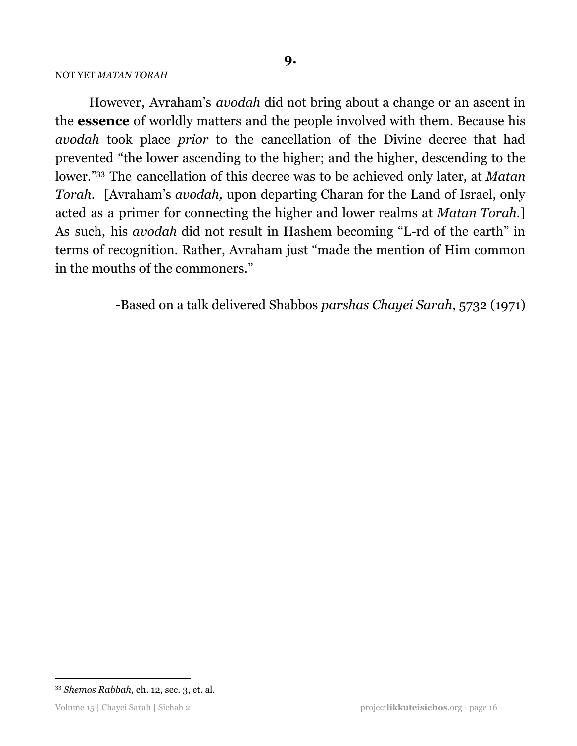## 9.

NOT YET *MATAN TORAH*

However, Avraham's *avodah* did not bring about a change or an ascent in the **essence** of worldly matters and the people involved with them. Because his *avodah* took place *prior* to the cancellation of the Divine decree that had prevented "the lower ascending to the higher; and the higher, descending to the lower."[33] The cancellation of this decree was to be achieved only later, at *Matan Torah*. [Avraham's *avodah,* upon departing Charan for the Land of Israel, only acted as a primer for connecting the higher and lower realms at *Matan Torah*.] As such, his *avodah* did not result in Hashem becoming "L-rd of the earth" in terms of recognition. Rather, Avraham just "made the mention of Him common in the mouths of the commoners."

-Based on a talk delivered Shabbos *parshas Chayei Sarah*, 5732 (1971)

---

[33] *Shemos Rabbah*, ch. 12, sec. 3, et. al.